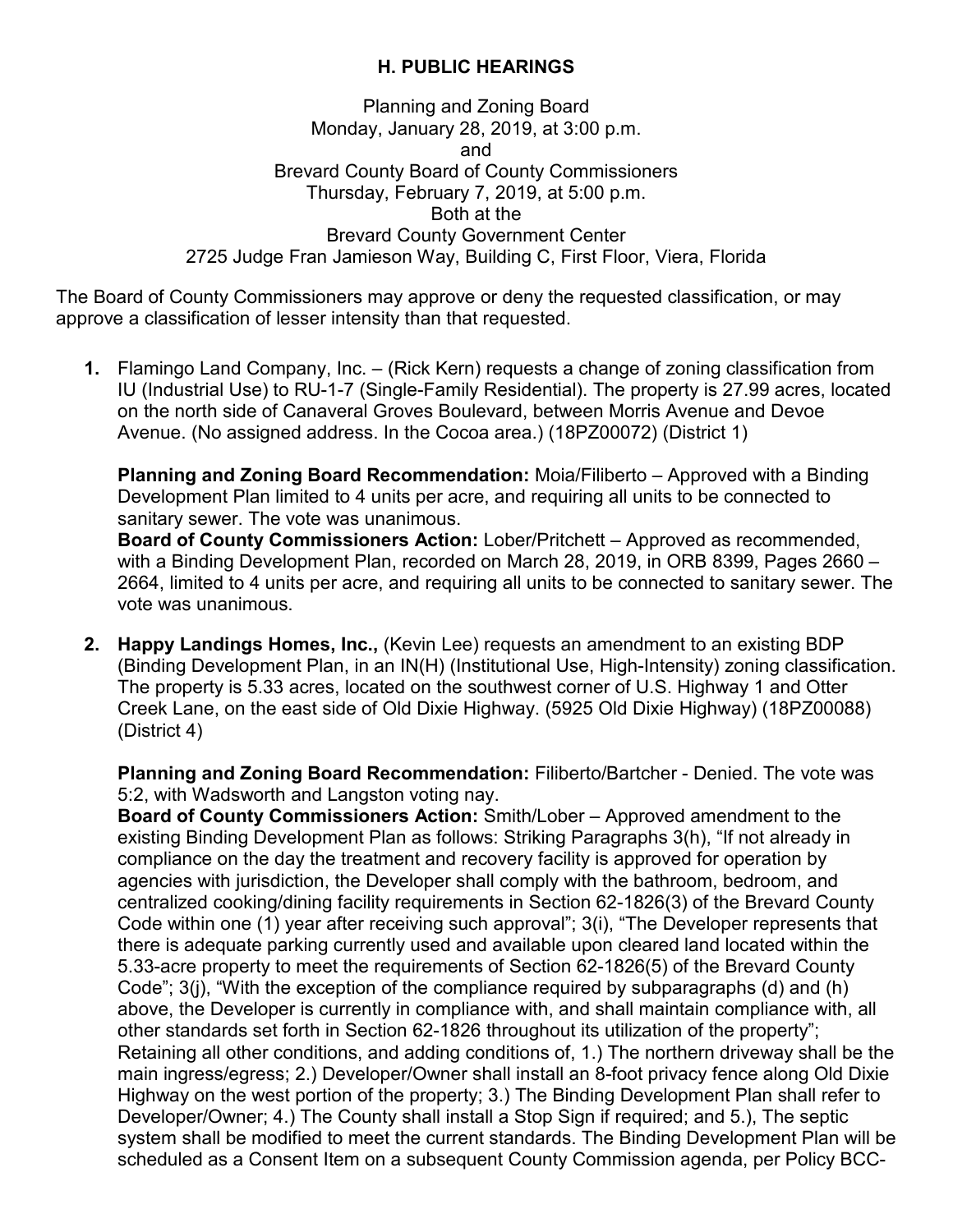# H. PUBLIC HEARINGS

Planning and Zoning Board
Monday, January 28, 2019, at 3:00 p.m.
and
Brevard County Board of County Commissioners
Thursday, February 7, 2019, at 5:00 p.m.
Both at the
Brevard County Government Center
2725 Judge Fran Jamieson Way, Building C, First Floor, Viera, Florida

The Board of County Commissioners may approve or deny the requested classification, or may approve a classification of lesser intensity than that requested.

1. Flamingo Land Company, Inc. – (Rick Kern) requests a change of zoning classification from IU (Industrial Use) to RU-1-7 (Single-Family Residential). The property is 27.99 acres, located on the north side of Canaveral Groves Boulevard, between Morris Avenue and Devoe Avenue. (No assigned address. In the Cocoa area.) (18PZ00072) (District 1)

   **Planning and Zoning Board Recommendation:** Moia/Filiberto – Approved with a Binding Development Plan limited to 4 units per acre, and requiring all units to be connected to sanitary sewer. The vote was unanimous.
   **Board of County Commissioners Action:** Lober/Pritchett – Approved as recommended, with a Binding Development Plan, recorded on March 28, 2019, in ORB 8399, Pages 2660 – 2664, limited to 4 units per acre, and requiring all units to be connected to sanitary sewer. The vote was unanimous.

2. **Happy Landings Homes, Inc.,** (Kevin Lee) requests an amendment to an existing BDP (Binding Development Plan, in an IN(H) (Institutional Use, High-Intensity) zoning classification. The property is 5.33 acres, located on the southwest corner of U.S. Highway 1 and Otter Creek Lane, on the east side of Old Dixie Highway. (5925 Old Dixie Highway) (18PZ00088) (District 4)

   **Planning and Zoning Board Recommendation:** Filiberto/Bartcher - Denied. The vote was 5:2, with Wadsworth and Langston voting nay.
   **Board of County Commissioners Action:** Smith/Lober – Approved amendment to the existing Binding Development Plan as follows: Striking Paragraphs 3(h), "If not already in compliance on the day the treatment and recovery facility is approved for operation by agencies with jurisdiction, the Developer shall comply with the bathroom, bedroom, and centralized cooking/dining facility requirements in Section 62-1826(3) of the Brevard County Code within one (1) year after receiving such approval"; 3(i), "The Developer represents that there is adequate parking currently used and available upon cleared land located within the 5.33-acre property to meet the requirements of Section 62-1826(5) of the Brevard County Code"; 3(j), "With the exception of the compliance required by subparagraphs (d) and (h) above, the Developer is currently in compliance with, and shall maintain compliance with, all other standards set forth in Section 62-1826 throughout its utilization of the property"; Retaining all other conditions, and adding conditions of, 1.) The northern driveway shall be the main ingress/egress; 2.) Developer/Owner shall install an 8-foot privacy fence along Old Dixie Highway on the west portion of the property; 3.) The Binding Development Plan shall refer to Developer/Owner; 4.) The County shall install a Stop Sign if required; and 5.), The septic system shall be modified to meet the current standards. The Binding Development Plan will be scheduled as a Consent Item on a subsequent County Commission agenda, per Policy BCC-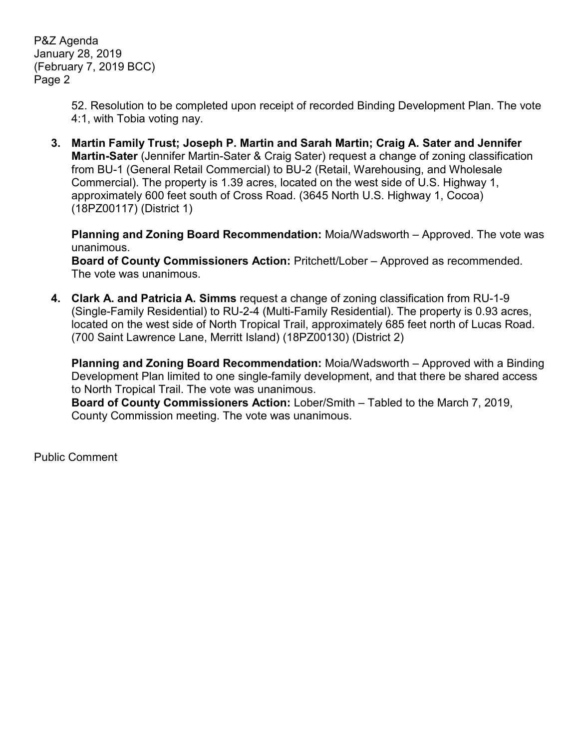52. Resolution to be completed upon receipt of recorded Binding Development Plan. The vote 4:1, with Tobia voting nay.

3. **Martin Family Trust; Joseph P. Martin and Sarah Martin; Craig A. Sater and Jennifer Martin-Sater** (Jennifer Martin-Sater & Craig Sater) request a change of zoning classification from BU-1 (General Retail Commercial) to BU-2 (Retail, Warehousing, and Wholesale Commercial). The property is 1.39 acres, located on the west side of U.S. Highway 1, approximately 600 feet south of Cross Road. (3645 North U.S. Highway 1, Cocoa) (18PZ00117) (District 1)

   **Planning and Zoning Board Recommendation:** Moia/Wadsworth – Approved. The vote was unanimous.
   **Board of County Commissioners Action:** Pritchett/Lober – Approved as recommended. The vote was unanimous.

4. **Clark A. and Patricia A. Simms** request a change of zoning classification from RU-1-9 (Single-Family Residential) to RU-2-4 (Multi-Family Residential). The property is 0.93 acres, located on the west side of North Tropical Trail, approximately 685 feet north of Lucas Road. (700 Saint Lawrence Lane, Merritt Island) (18PZ00130) (District 2)

   **Planning and Zoning Board Recommendation:** Moia/Wadsworth – Approved with a Binding Development Plan limited to one single-family development, and that there be shared access to North Tropical Trail. The vote was unanimous.
   **Board of County Commissioners Action:** Lober/Smith – Tabled to the March 7, 2019, County Commission meeting. The vote was unanimous.

Public Comment